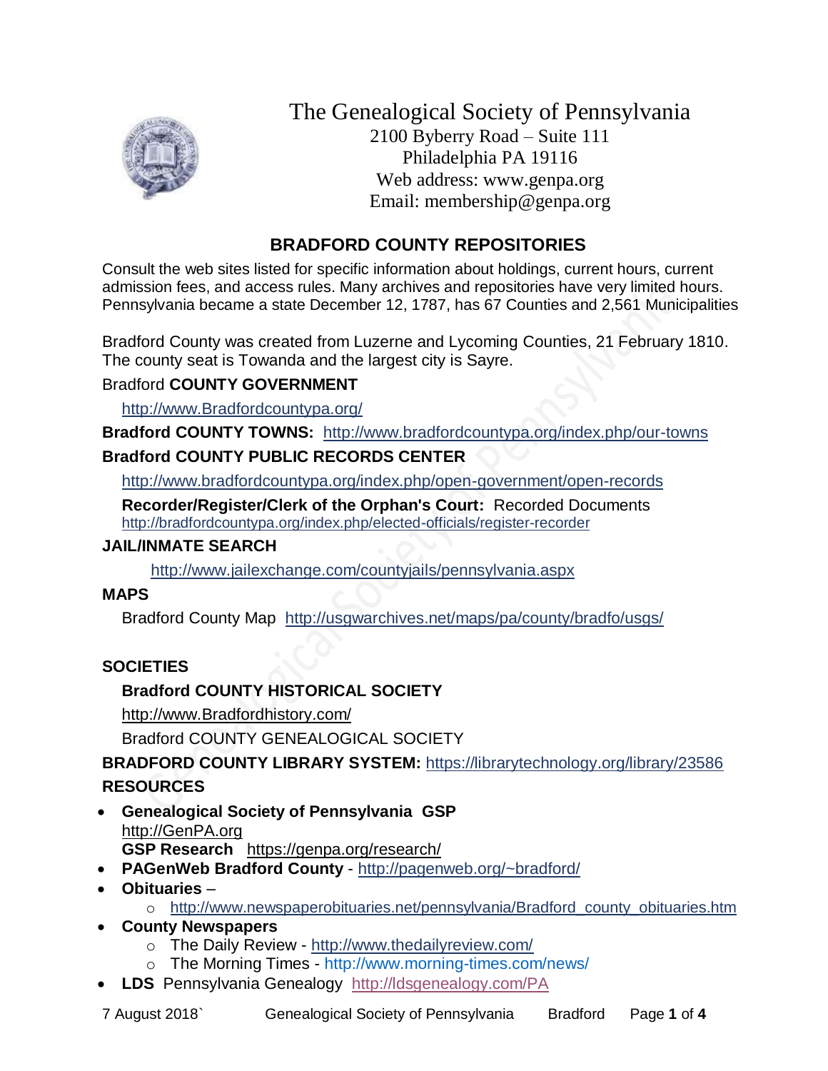# The Genealogical Society of Pennsylvania

2100 Byberry Road – Suite 111
Philadelphia PA 19116
Web address: www.genpa.org
Email: membership@genpa.org

## BRADFORD COUNTY REPOSITORIES

Consult the web sites listed for specific information about holdings, current hours, current admission fees, and access rules. Many archives and repositories have very limited hours. Pennsylvania became a state December 12, 1787, has 67 Counties and 2,561 Municipalities

Bradford County was created from Luzerne and Lycoming Counties, 21 February 1810. The county seat is Towanda and the largest city is Sayre.

Bradford **COUNTY GOVERNMENT**

http://www.Bradfordcountypa.org/

**Bradford COUNTY TOWNS:** http://www.bradfordcountypa.org/index.php/our-towns

**Bradford COUNTY PUBLIC RECORDS CENTER**

http://www.bradfordcountypa.org/index.php/open-government/open-records

**Recorder/Register/Clerk of the Orphan's Court:** Recorded Documents
http://bradfordcountypa.org/index.php/elected-officials/register-recorder

**JAIL/INMATE SEARCH**

http://www.jailexchange.com/countyjails/pennsylvania.aspx

**MAPS**

Bradford County Map http://usgwarchives.net/maps/pa/county/bradfo/usgs/

**SOCIETIES**

**Bradford COUNTY HISTORICAL SOCIETY**

http://www.Bradfordhistory.com/

Bradford COUNTY GENEALOGICAL SOCIETY

**BRADFORD COUNTY LIBRARY SYSTEM:** https://librarytechnology.org/library/23586

**RESOURCES**

- **Genealogical Society of Pennsylvania GSP**
  http://GenPA.org
  **GSP Research** https://genpa.org/research/
- **PAGenWeb Bradford County** - http://pagenweb.org/~bradford/
- **Obituaries** –
  - http://www.newspaperobituaries.net/pennsylvania/Bradford_county_obituaries.htm
- **County Newspapers**
  - The Daily Review - http://www.thedailyreview.com/
  - The Morning Times - http://www.morning-times.com/news/
- **LDS** Pennsylvania Genealogy http://ldsgenealogy.com/PA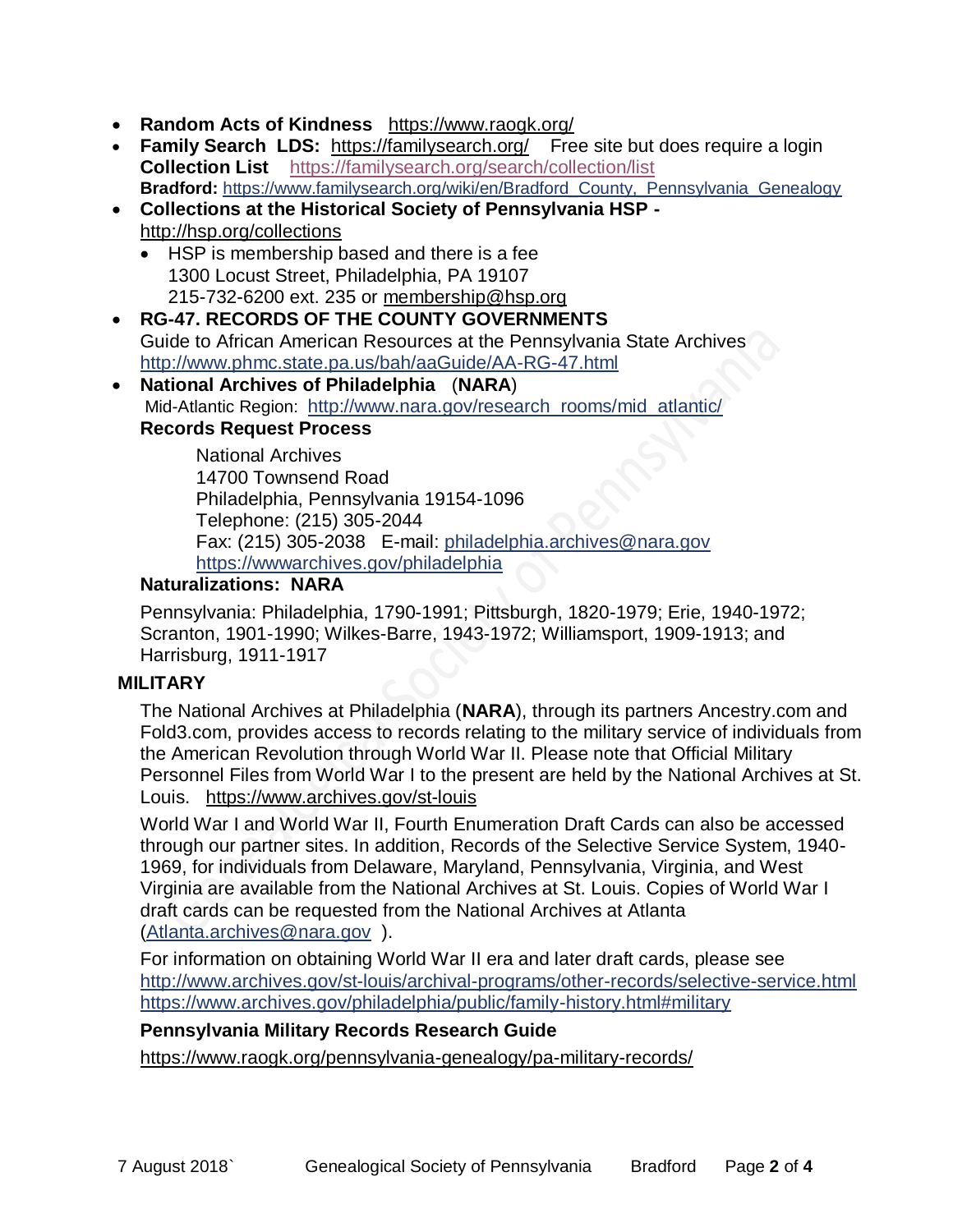- **Random Acts of Kindness** https://www.raogk.org/
- **Family Search LDS:** https://familysearch.org/ Free site but does require a login
  **Collection List** https://familysearch.org/search/collection/list
  **Bradford:** https://www.familysearch.org/wiki/en/Bradford_County,_Pennsylvania_Genealogy
- **Collections at the Historical Society of Pennsylvania HSP -** http://hsp.org/collections
  - HSP is membership based and there is a fee
    1300 Locust Street, Philadelphia, PA 19107
    215-732-6200 ext. 235 or membership@hsp.org
- **RG-47. RECORDS OF THE COUNTY GOVERNMENTS**
  Guide to African American Resources at the Pennsylvania State Archives
  http://www.phmc.state.pa.us/bah/aaGuide/AA-RG-47.html
- **National Archives of Philadelphia** (**NARA**)
  Mid-Atlantic Region: http://www.nara.gov/research_rooms/mid_atlantic/
  **Records Request Process**

  National Archives
  14700 Townsend Road
  Philadelphia, Pennsylvania 19154-1096
  Telephone: (215) 305-2044
  Fax: (215) 305-2038 E-mail: philadelphia.archives@nara.gov
  https://wwwarchives.gov/philadelphia

  **Naturalizations: NARA**

  Pennsylvania: Philadelphia, 1790-1991; Pittsburgh, 1820-1979; Erie, 1940-1972; Scranton, 1901-1990; Wilkes-Barre, 1943-1972; Williamsport, 1909-1913; and Harrisburg, 1911-1917

**MILITARY**

The National Archives at Philadelphia (**NARA**), through its partners Ancestry.com and Fold3.com, provides access to records relating to the military service of individuals from the American Revolution through World War II. Please note that Official Military Personnel Files from World War I to the present are held by the National Archives at St. Louis. https://www.archives.gov/st-louis

World War I and World War II, Fourth Enumeration Draft Cards can also be accessed through our partner sites. In addition, Records of the Selective Service System, 1940-1969, for individuals from Delaware, Maryland, Pennsylvania, Virginia, and West Virginia are available from the National Archives at St. Louis. Copies of World War I draft cards can be requested from the National Archives at Atlanta (Atlanta.archives@nara.gov ).

For information on obtaining World War II era and later draft cards, please see
http://www.archives.gov/st-louis/archival-programs/other-records/selective-service.html
https://www.archives.gov/philadelphia/public/family-history.html#military

**Pennsylvania Military Records Research Guide**

https://www.raogk.org/pennsylvania-genealogy/pa-military-records/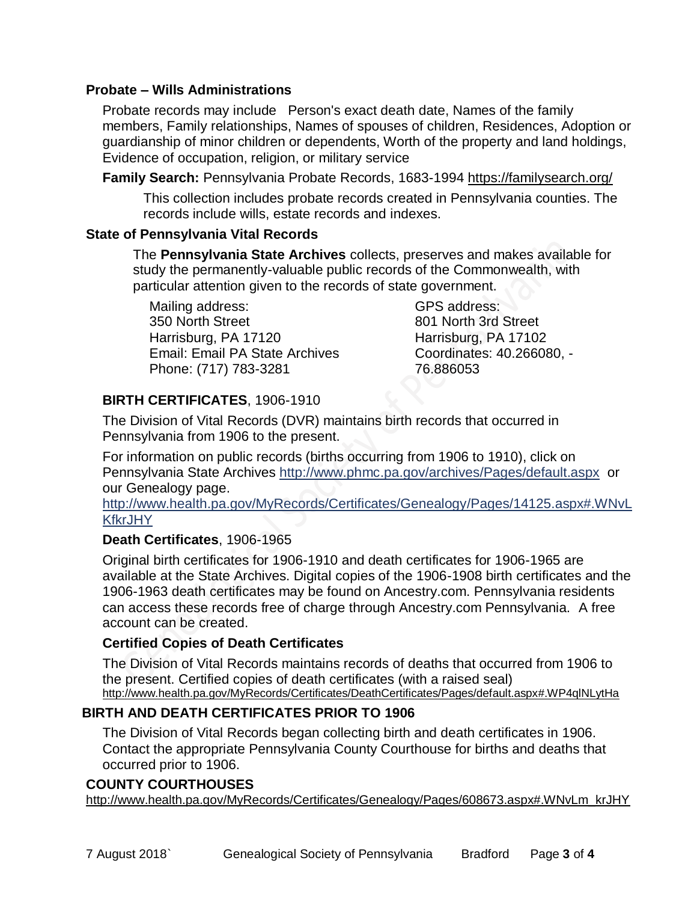### Probate – Wills Administrations

Probate records may include Person's exact death date, Names of the family members, Family relationships, Names of spouses of children, Residences, Adoption or guardianship of minor children or dependents, Worth of the property and land holdings, Evidence of occupation, religion, or military service

**Family Search:** Pennsylvania Probate Records, 1683-1994 https://familysearch.org/

This collection includes probate records created in Pennsylvania counties. The records include wills, estate records and indexes.

### State of Pennsylvania Vital Records

The **Pennsylvania State Archives** collects, preserves and makes available for study the permanently-valuable public records of the Commonwealth, with particular attention given to the records of state government.

Mailing address:
350 North Street
Harrisburg, PA 17120
Email: Email PA State Archives
Phone: (717) 783-3281

GPS address:
801 North 3rd Street
Harrisburg, PA 17102
Coordinates: 40.266080, -76.886053

**BIRTH CERTIFICATES**, 1906-1910

The Division of Vital Records (DVR) maintains birth records that occurred in Pennsylvania from 1906 to the present.

For information on public records (births occurring from 1906 to 1910), click on Pennsylvania State Archives http://www.phmc.pa.gov/archives/Pages/default.aspx or our Genealogy page.
http://www.health.pa.gov/MyRecords/Certificates/Genealogy/Pages/14125.aspx#.WNvLKfkrJHY

**Death Certificates**, 1906-1965

Original birth certificates for 1906-1910 and death certificates for 1906-1965 are available at the State Archives. Digital copies of the 1906-1908 birth certificates and the 1906-1963 death certificates may be found on Ancestry.com. Pennsylvania residents can access these records free of charge through Ancestry.com Pennsylvania. A free account can be created.

**Certified Copies of Death Certificates**

The Division of Vital Records maintains records of deaths that occurred from 1906 to the present. Certified copies of death certificates (with a raised seal)
http://www.health.pa.gov/MyRecords/Certificates/DeathCertificates/Pages/default.aspx#.WP4qlNLytHa

### BIRTH AND DEATH CERTIFICATES PRIOR TO 1906

The Division of Vital Records began collecting birth and death certificates in 1906. Contact the appropriate Pennsylvania County Courthouse for births and deaths that occurred prior to 1906.

### COUNTY COURTHOUSES

http://www.health.pa.gov/MyRecords/Certificates/Genealogy/Pages/608673.aspx#.WNvLm_krJHY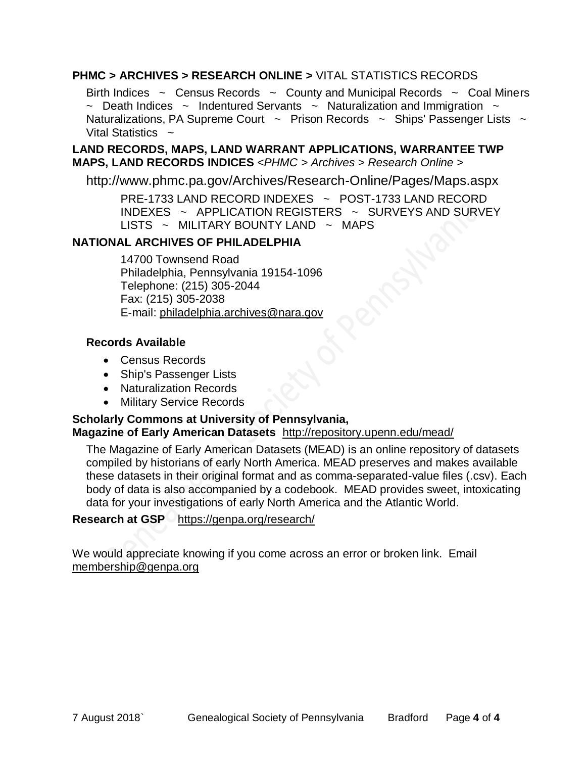**PHMC > ARCHIVES > RESEARCH ONLINE >** VITAL STATISTICS RECORDS

Birth Indices ~ Census Records ~ County and Municipal Records ~ Coal Miners ~ Death Indices ~ Indentured Servants ~ Naturalization and Immigration ~ Naturalizations, PA Supreme Court ~ Prison Records ~ Ships' Passenger Lists ~ Vital Statistics ~

**LAND RECORDS, MAPS, LAND WARRANT APPLICATIONS, WARRANTEE TWP MAPS, LAND RECORDS INDICES** <*PHMC > Archives > Research Online >*

http://www.phmc.pa.gov/Archives/Research-Online/Pages/Maps.aspx

PRE-1733 LAND RECORD INDEXES ~ POST-1733 LAND RECORD INDEXES ~ APPLICATION REGISTERS ~ SURVEYS AND SURVEY LISTS ~ MILITARY BOUNTY LAND ~ MAPS

**NATIONAL ARCHIVES OF PHILADELPHIA**

14700 Townsend Road
Philadelphia, Pennsylvania 19154-1096
Telephone: (215) 305-2044
Fax: (215) 305-2038
E-mail: philadelphia.archives@nara.gov

**Records Available**

- Census Records
- Ship's Passenger Lists
- Naturalization Records
- Military Service Records

**Scholarly Commons at University of Pennsylvania,**
**Magazine of Early American Datasets** http://repository.upenn.edu/mead/

The Magazine of Early American Datasets (MEAD) is an online repository of datasets compiled by historians of early North America. MEAD preserves and makes available these datasets in their original format and as comma-separated-value files (.csv). Each body of data is also accompanied by a codebook. MEAD provides sweet, intoxicating data for your investigations of early North America and the Atlantic World.

**Research at GSP** https://genpa.org/research/

We would appreciate knowing if you come across an error or broken link. Email membership@genpa.org